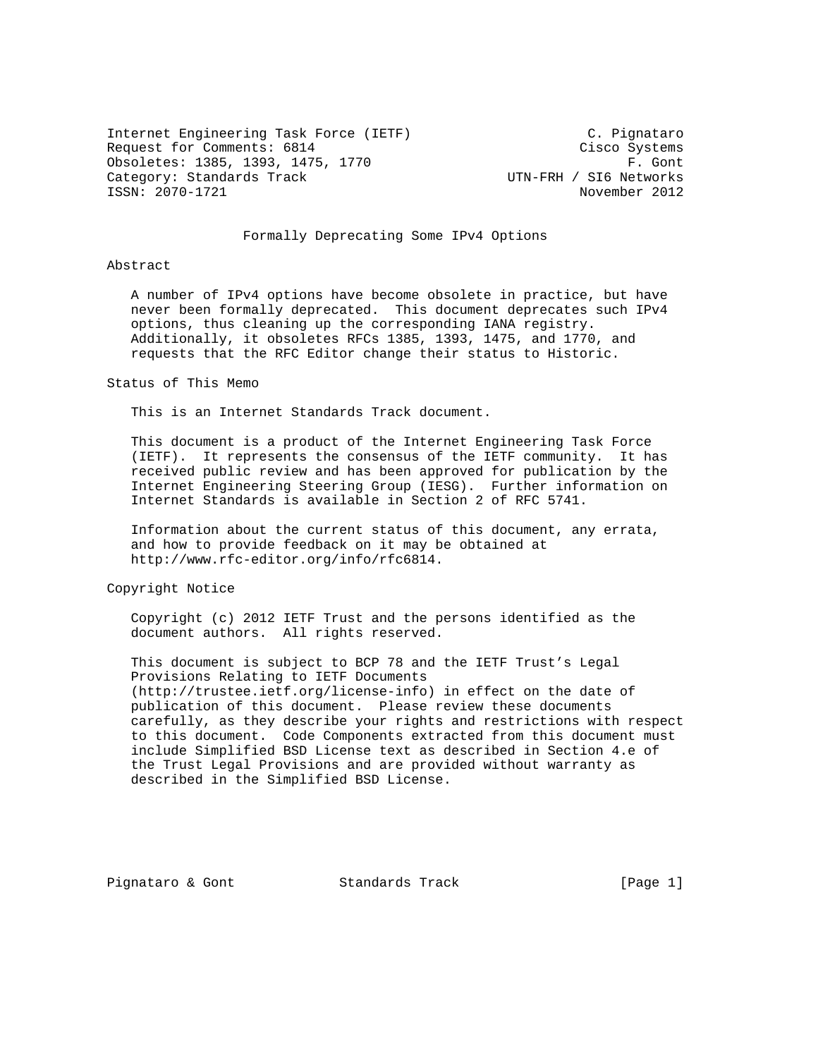Internet Engineering Task Force (IETF)  
Request for Comments: 6814  
Obsoletes: 1385, 1393, 1475, 1770  
Category: Standards Track  
ISSN: 2070-1721

C. Pignataro  
Cisco Systems  
F. Gont  
UTN-FRH / SI6 Networks  
November 2012

# Formally Deprecating Some IPv4 Options

## Abstract

A number of IPv4 options have become obsolete in practice, but have never been formally deprecated. This document deprecates such IPv4 options, thus cleaning up the corresponding IANA registry. Additionally, it obsoletes RFCs 1385, 1393, 1475, and 1770, and requests that the RFC Editor change their status to Historic.

## Status of This Memo

This is an Internet Standards Track document.

This document is a product of the Internet Engineering Task Force (IETF). It represents the consensus of the IETF community. It has received public review and has been approved for publication by the Internet Engineering Steering Group (IESG). Further information on Internet Standards is available in Section 2 of RFC 5741.

Information about the current status of this document, any errata, and how to provide feedback on it may be obtained at http://www.rfc-editor.org/info/rfc6814.

## Copyright Notice

Copyright (c) 2012 IETF Trust and the persons identified as the document authors. All rights reserved.

This document is subject to BCP 78 and the IETF Trust's Legal Provisions Relating to IETF Documents (http://trustee.ietf.org/license-info) in effect on the date of publication of this document. Please review these documents carefully, as they describe your rights and restrictions with respect to this document. Code Components extracted from this document must include Simplified BSD License text as described in Section 4.e of the Trust Legal Provisions and are provided without warranty as described in the Simplified BSD License.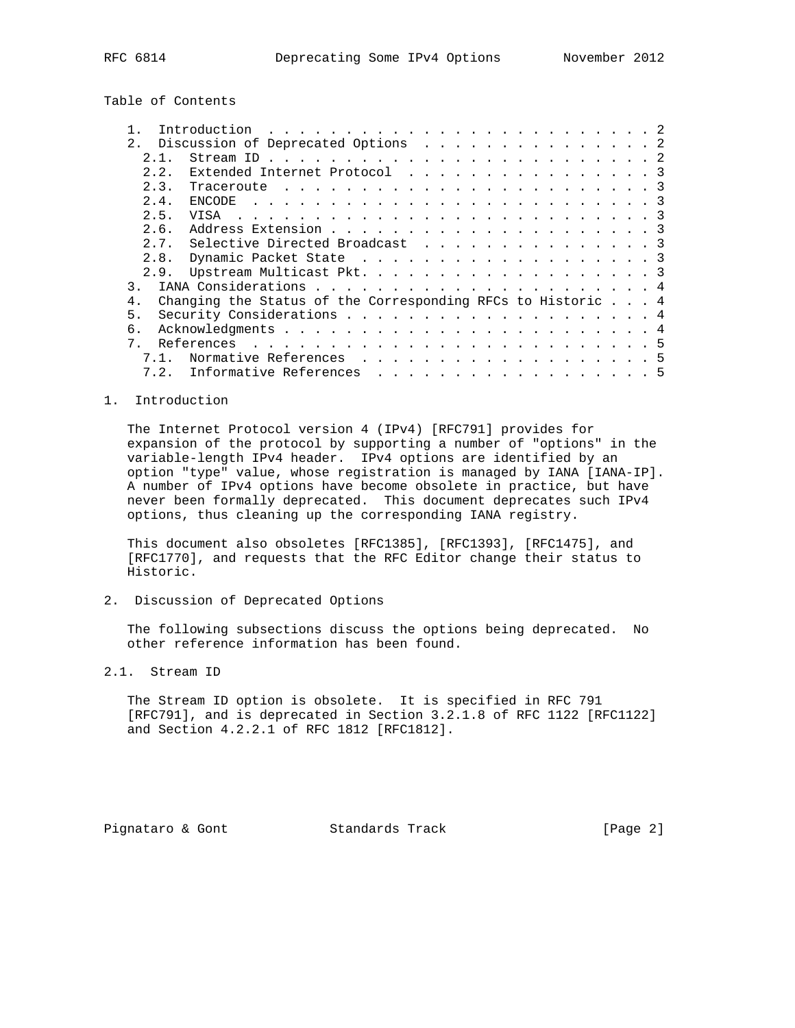Table of Contents

1. Introduction . . . . . . . . . . . . . . . . . . . . . . . . . . 2
2. Discussion of Deprecated Options . . . . . . . . . . . . . . . . 2
   2.1. Stream ID . . . . . . . . . . . . . . . . . . . . . . . . . 2
   2.2. Extended Internet Protocol . . . . . . . . . . . . . . . . 3
   2.3. Traceroute . . . . . . . . . . . . . . . . . . . . . . . . 3
   2.4. ENCODE . . . . . . . . . . . . . . . . . . . . . . . . . . 3
   2.5. VISA . . . . . . . . . . . . . . . . . . . . . . . . . . . 3
   2.6. Address Extension . . . . . . . . . . . . . . . . . . . . . 3
   2.7. Selective Directed Broadcast . . . . . . . . . . . . . . . 3
   2.8. Dynamic Packet State . . . . . . . . . . . . . . . . . . . 3
   2.9. Upstream Multicast Pkt. . . . . . . . . . . . . . . . . . . 3
3. IANA Considerations . . . . . . . . . . . . . . . . . . . . . . . 4
4. Changing the Status of the Corresponding RFCs to Historic . . . 4
5. Security Considerations . . . . . . . . . . . . . . . . . . . . 4
6. Acknowledgments . . . . . . . . . . . . . . . . . . . . . . . . . 4
7. References . . . . . . . . . . . . . . . . . . . . . . . . . . . 5
   7.1. Normative References . . . . . . . . . . . . . . . . . . . 5
   7.2. Informative References . . . . . . . . . . . . . . . . . . 5

## 1. Introduction

The Internet Protocol version 4 (IPv4) [RFC791] provides for expansion of the protocol by supporting a number of "options" in the variable-length IPv4 header. IPv4 options are identified by an option "type" value, whose registration is managed by IANA [IANA-IP]. A number of IPv4 options have become obsolete in practice, but have never been formally deprecated. This document deprecates such IPv4 options, thus cleaning up the corresponding IANA registry.

This document also obsoletes [RFC1385], [RFC1393], [RFC1475], and [RFC1770], and requests that the RFC Editor change their status to Historic.

## 2. Discussion of Deprecated Options

The following subsections discuss the options being deprecated. No other reference information has been found.

### 2.1. Stream ID

The Stream ID option is obsolete. It is specified in RFC 791 [RFC791], and is deprecated in Section 3.2.1.8 of RFC 1122 [RFC1122] and Section 4.2.2.1 of RFC 1812 [RFC1812].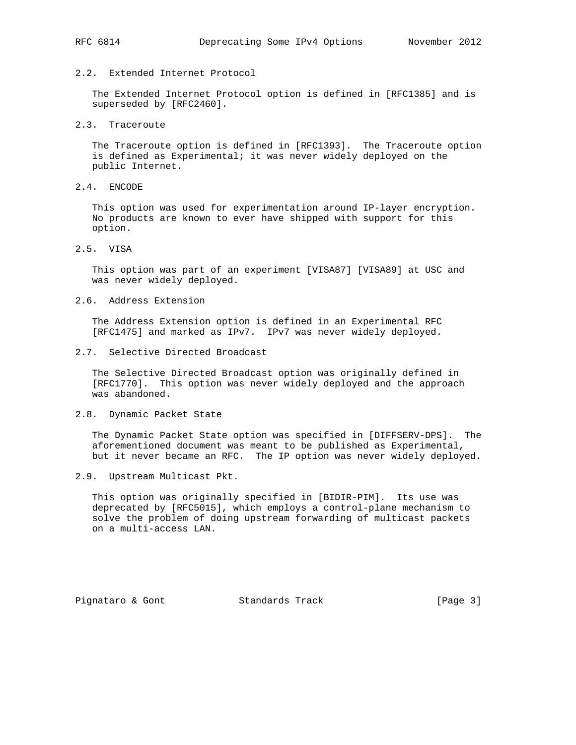### 2.2. Extended Internet Protocol

The Extended Internet Protocol option is defined in [RFC1385] and is superseded by [RFC2460].

### 2.3. Traceroute

The Traceroute option is defined in [RFC1393]. The Traceroute option is defined as Experimental; it was never widely deployed on the public Internet.

### 2.4. ENCODE

This option was used for experimentation around IP-layer encryption. No products are known to ever have shipped with support for this option.

### 2.5. VISA

This option was part of an experiment [VISA87] [VISA89] at USC and was never widely deployed.

### 2.6. Address Extension

The Address Extension option is defined in an Experimental RFC [RFC1475] and marked as IPv7. IPv7 was never widely deployed.

### 2.7. Selective Directed Broadcast

The Selective Directed Broadcast option was originally defined in [RFC1770]. This option was never widely deployed and the approach was abandoned.

### 2.8. Dynamic Packet State

The Dynamic Packet State option was specified in [DIFFSERV-DPS]. The aforementioned document was meant to be published as Experimental, but it never became an RFC. The IP option was never widely deployed.

### 2.9. Upstream Multicast Pkt.

This option was originally specified in [BIDIR-PIM]. Its use was deprecated by [RFC5015], which employs a control-plane mechanism to solve the problem of doing upstream forwarding of multicast packets on a multi-access LAN.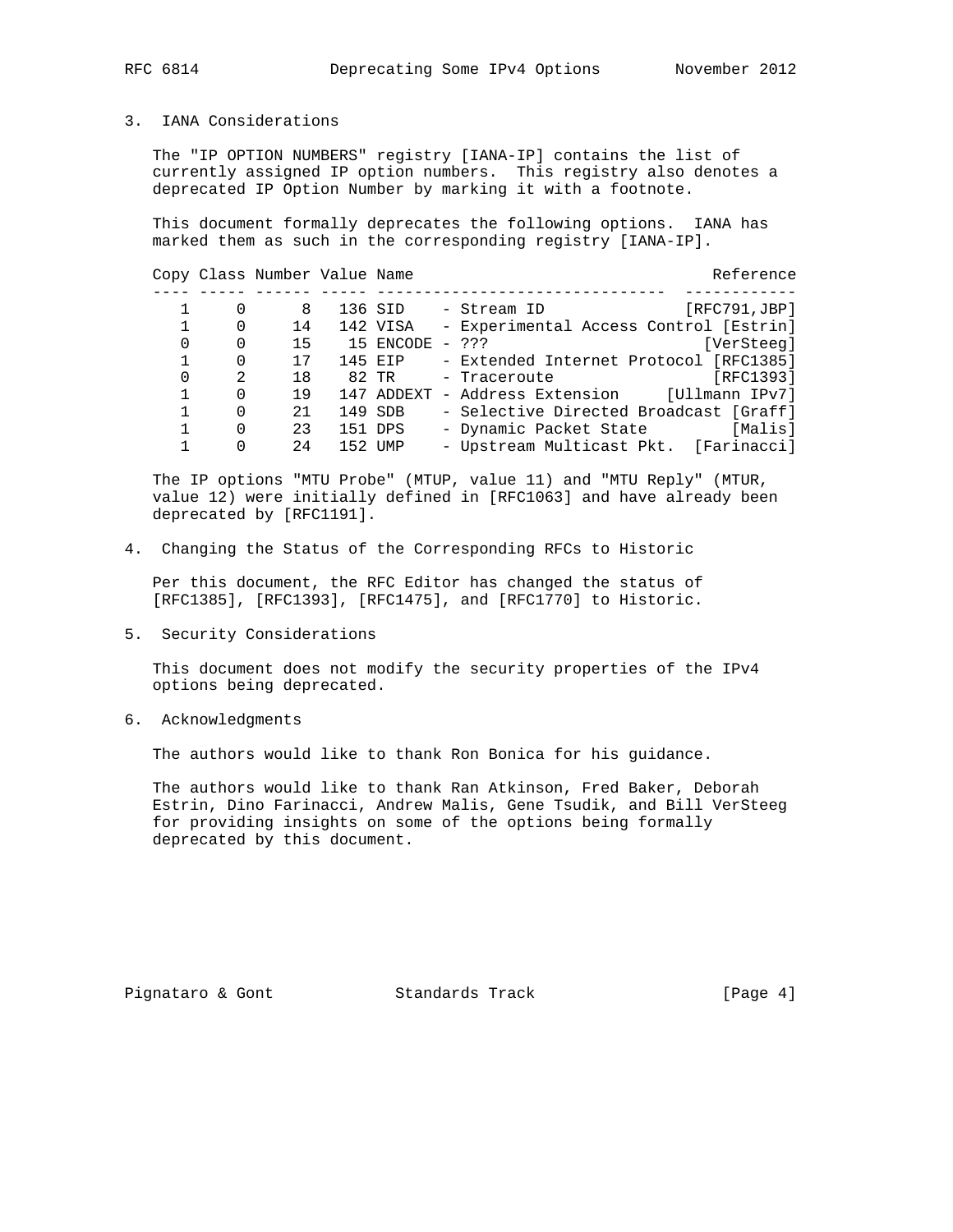## 3. IANA Considerations

The "IP OPTION NUMBERS" registry [IANA-IP] contains the list of currently assigned IP option numbers. This registry also denotes a deprecated IP Option Number by marking it with a footnote.

This document formally deprecates the following options. IANA has marked them as such in the corresponding registry [IANA-IP].

| Copy | Class | Number | Value | Name | Reference |
|---|---|---|---|---|---|
| 1 | 0 | 8 | 136 | SID - Stream ID | [RFC791,JBP] |
| 1 | 0 | 14 | 142 | VISA - Experimental Access Control | [Estrin] |
| 0 | 0 | 15 | 15 | ENCODE - ??? | [VerSteeg] |
| 1 | 0 | 17 | 145 | EIP - Extended Internet Protocol | [RFC1385] |
| 0 | 2 | 18 | 82 | TR - Traceroute | [RFC1393] |
| 1 | 0 | 19 | 147 | ADDEXT - Address Extension | [Ullmann IPv7] |
| 1 | 0 | 21 | 149 | SDB - Selective Directed Broadcast | [Graff] |
| 1 | 0 | 23 | 151 | DPS - Dynamic Packet State | [Malis] |
| 1 | 0 | 24 | 152 | UMP - Upstream Multicast Pkt. | [Farinacci] |

The IP options "MTU Probe" (MTUP, value 11) and "MTU Reply" (MTUR, value 12) were initially defined in [RFC1063] and have already been deprecated by [RFC1191].

## 4. Changing the Status of the Corresponding RFCs to Historic

Per this document, the RFC Editor has changed the status of [RFC1385], [RFC1393], [RFC1475], and [RFC1770] to Historic.

## 5. Security Considerations

This document does not modify the security properties of the IPv4 options being deprecated.

## 6. Acknowledgments

The authors would like to thank Ron Bonica for his guidance.

The authors would like to thank Ran Atkinson, Fred Baker, Deborah Estrin, Dino Farinacci, Andrew Malis, Gene Tsudik, and Bill VerSteeg for providing insights on some of the options being formally deprecated by this document.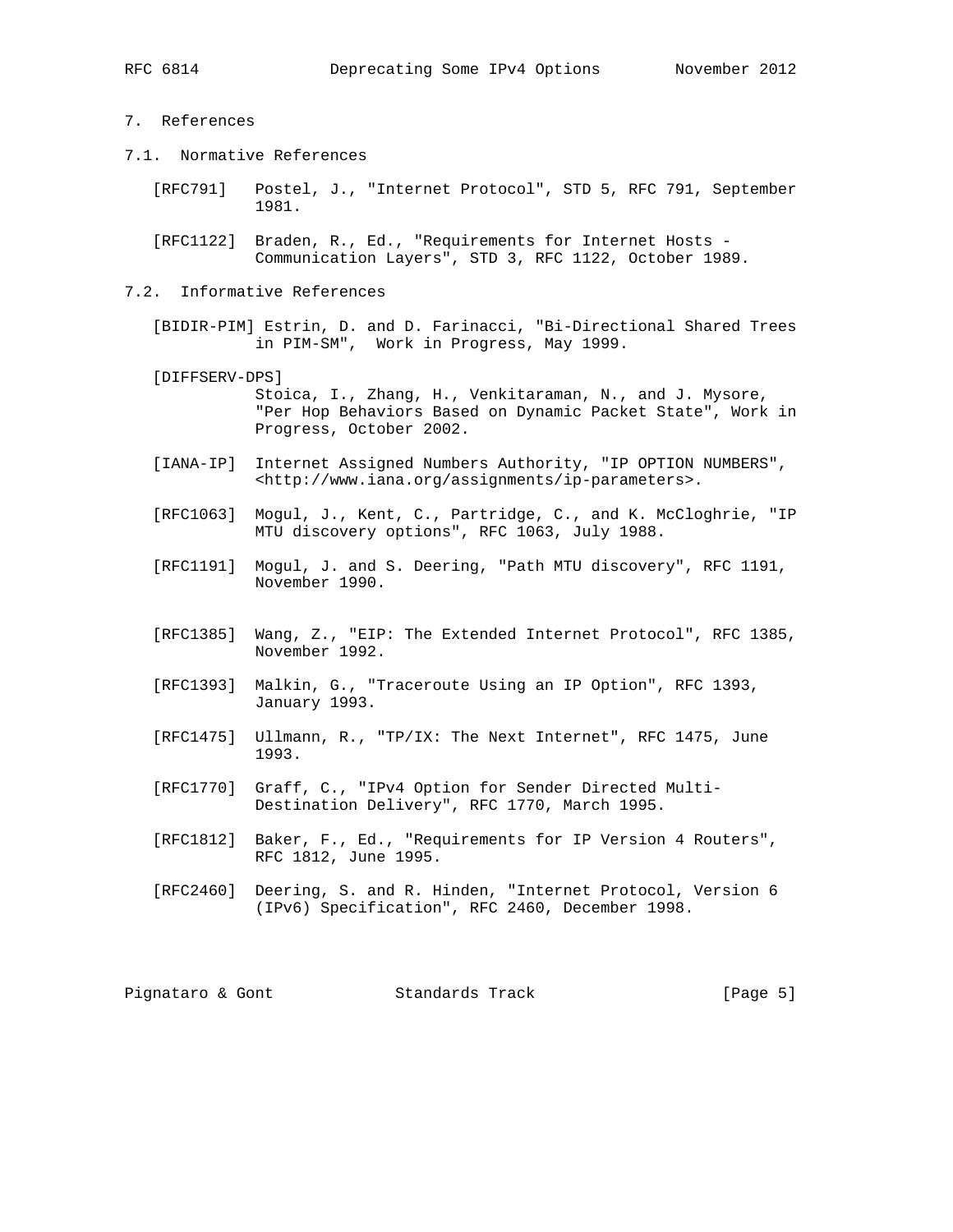## 7. References

### 7.1. Normative References

[RFC791] Postel, J., "Internet Protocol", STD 5, RFC 791, September 1981.

[RFC1122] Braden, R., Ed., "Requirements for Internet Hosts - Communication Layers", STD 3, RFC 1122, October 1989.

### 7.2. Informative References

[BIDIR-PIM] Estrin, D. and D. Farinacci, "Bi-Directional Shared Trees in PIM-SM", Work in Progress, May 1999.

[DIFFSERV-DPS] Stoica, I., Zhang, H., Venkitaraman, N., and J. Mysore, "Per Hop Behaviors Based on Dynamic Packet State", Work in Progress, October 2002.

[IANA-IP] Internet Assigned Numbers Authority, "IP OPTION NUMBERS", <http://www.iana.org/assignments/ip-parameters>.

[RFC1063] Mogul, J., Kent, C., Partridge, C., and K. McCloghrie, "IP MTU discovery options", RFC 1063, July 1988.

[RFC1191] Mogul, J. and S. Deering, "Path MTU discovery", RFC 1191, November 1990.

[RFC1385] Wang, Z., "EIP: The Extended Internet Protocol", RFC 1385, November 1992.

[RFC1393] Malkin, G., "Traceroute Using an IP Option", RFC 1393, January 1993.

[RFC1475] Ullmann, R., "TP/IX: The Next Internet", RFC 1475, June 1993.

[RFC1770] Graff, C., "IPv4 Option for Sender Directed Multi-Destination Delivery", RFC 1770, March 1995.

[RFC1812] Baker, F., Ed., "Requirements for IP Version 4 Routers", RFC 1812, June 1995.

[RFC2460] Deering, S. and R. Hinden, "Internet Protocol, Version 6 (IPv6) Specification", RFC 2460, December 1998.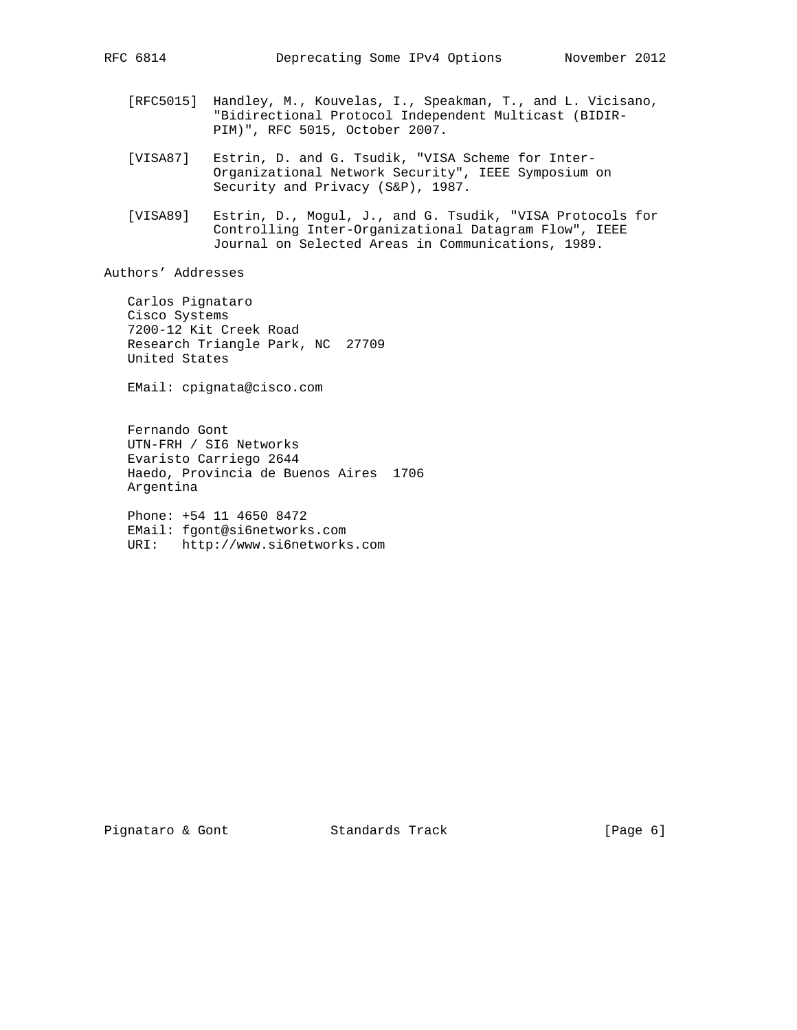[RFC5015] Handley, M., Kouvelas, I., Speakman, T., and L. Vicisano, "Bidirectional Protocol Independent Multicast (BIDIR-PIM)", RFC 5015, October 2007.

[VISA87] Estrin, D. and G. Tsudik, "VISA Scheme for Inter-Organizational Network Security", IEEE Symposium on Security and Privacy (S&P), 1987.

[VISA89] Estrin, D., Mogul, J., and G. Tsudik, "VISA Protocols for Controlling Inter-Organizational Datagram Flow", IEEE Journal on Selected Areas in Communications, 1989.

## Authors' Addresses

Carlos Pignataro
Cisco Systems
7200-12 Kit Creek Road
Research Triangle Park, NC 27709
United States

EMail: cpignata@cisco.com

Fernando Gont
UTN-FRH / SI6 Networks
Evaristo Carriego 2644
Haedo, Provincia de Buenos Aires 1706
Argentina

Phone: +54 11 4650 8472
EMail: fgont@si6networks.com
URI: http://www.si6networks.com